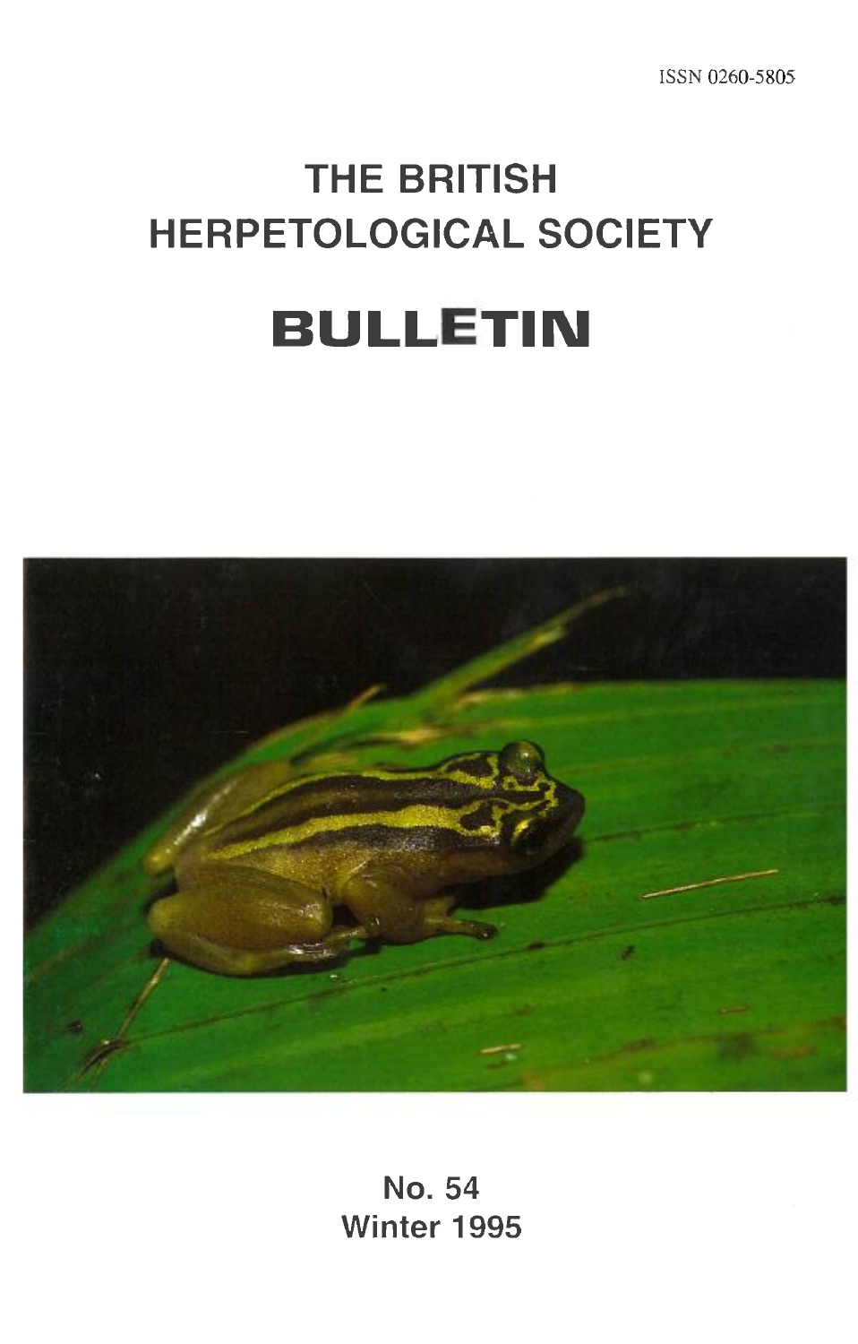ISSN 0260-5805

# THE BRITISH HERPETOLOGICAL SOCIETY

# BULLETIN

No. 54

Winter 1995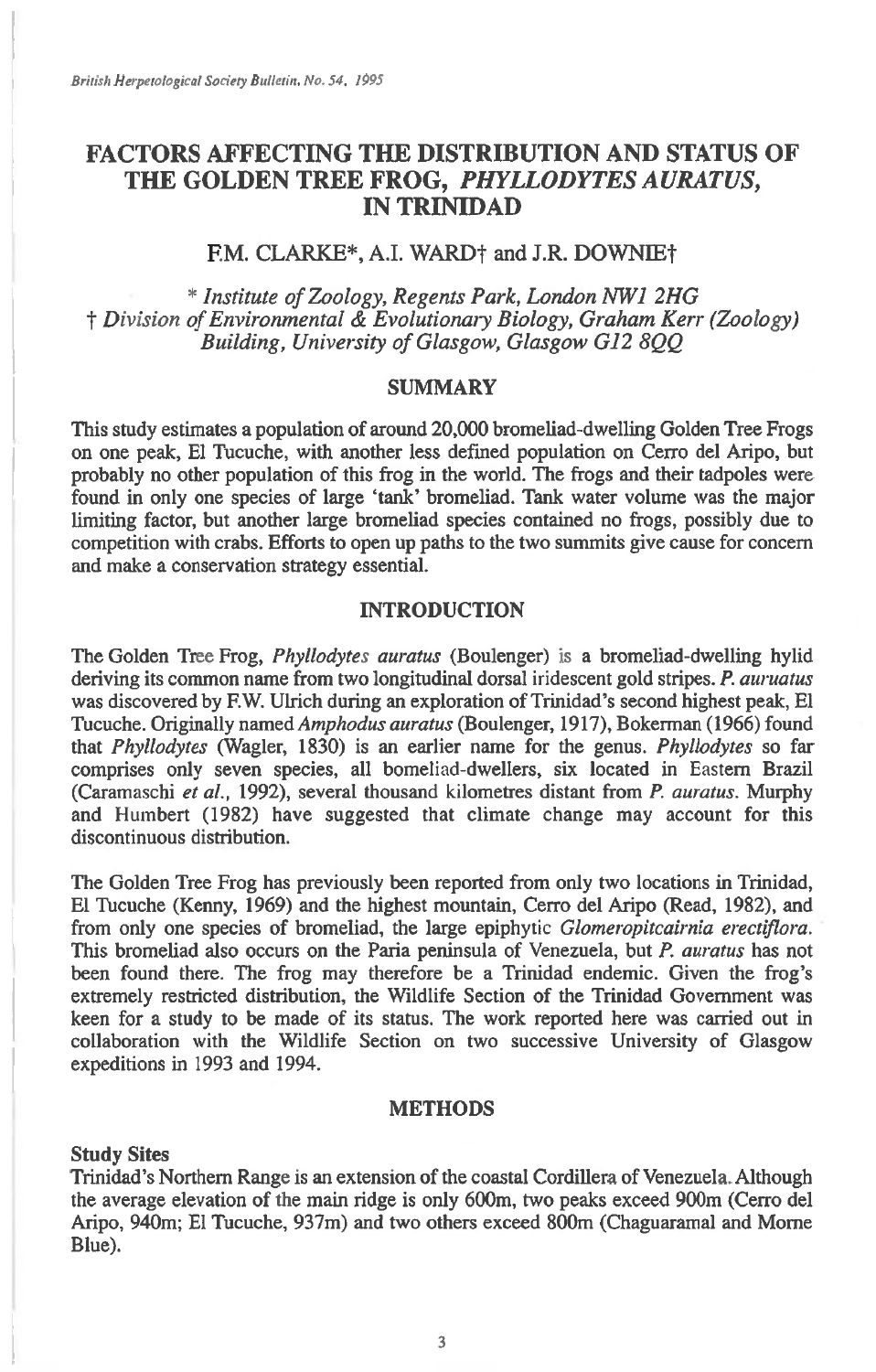# FACTORS AFFECTING THE DISTRIBUTION AND STATUS OF THE GOLDEN TREE FROG, *PHYLLODYTES AURATUS*, IN TRINIDAD

F.M. CLARKE*, A.I. WARD† and J.R. DOWNIE†

\* *Institute of Zoology, Regents Park, London NW1 2HG*
† *Division of Environmental & Evolutionary Biology, Graham Kerr (Zoology) Building, University of Glasgow, Glasgow G12 8QQ*

## SUMMARY

This study estimates a population of around 20,000 bromeliad-dwelling Golden Tree Frogs on one peak, El Tucuche, with another less defined population on Cerro del Aripo, but probably no other population of this frog in the world. The frogs and their tadpoles were found in only one species of large 'tank' bromeliad. Tank water volume was the major limiting factor, but another large bromeliad species contained no frogs, possibly due to competition with crabs. Efforts to open up paths to the two summits give cause for concern and make a conservation strategy essential.

## INTRODUCTION

The Golden Tree Frog, *Phyllodytes auratus* (Boulenger) is a bromeliad-dwelling hylid deriving its common name from two longitudinal dorsal iridescent gold stripes. *P. auruatus* was discovered by F.W. Ulrich during an exploration of Trinidad's second highest peak, El Tucuche. Originally named *Amphodus auratus* (Boulenger, 1917), Bokerman (1966) found that *Phyllodytes* (Wagler, 1830) is an earlier name for the genus. *Phyllodytes* so far comprises only seven species, all bomeliad-dwellers, six located in Eastern Brazil (Caramaschi *et al.*, 1992), several thousand kilometres distant from *P. auratus*. Murphy and Humbert (1982) have suggested that climate change may account for this discontinuous distribution.

The Golden Tree Frog has previously been reported from only two locations in Trinidad, El Tucuche (Kenny, 1969) and the highest mountain, Cerro del Aripo (Read, 1982), and from only one species of bromeliad, the large epiphytic *Glomeropitcairnia erectiflora*. This bromeliad also occurs on the Paria peninsula of Venezuela, but *P. auratus* has not been found there. The frog may therefore be a Trinidad endemic. Given the frog's extremely restricted distribution, the Wildlife Section of the Trinidad Government was keen for a study to be made of its status. The work reported here was carried out in collaboration with the Wildlife Section on two successive University of Glasgow expeditions in 1993 and 1994.

## METHODS

### Study Sites

Trinidad's Northern Range is an extension of the coastal Cordillera of Venezuela. Although the average elevation of the main ridge is only 600m, two peaks exceed 900m (Cerro del Aripo, 940m; El Tucuche, 937m) and two others exceed 800m (Chaguaramal and Morne Blue).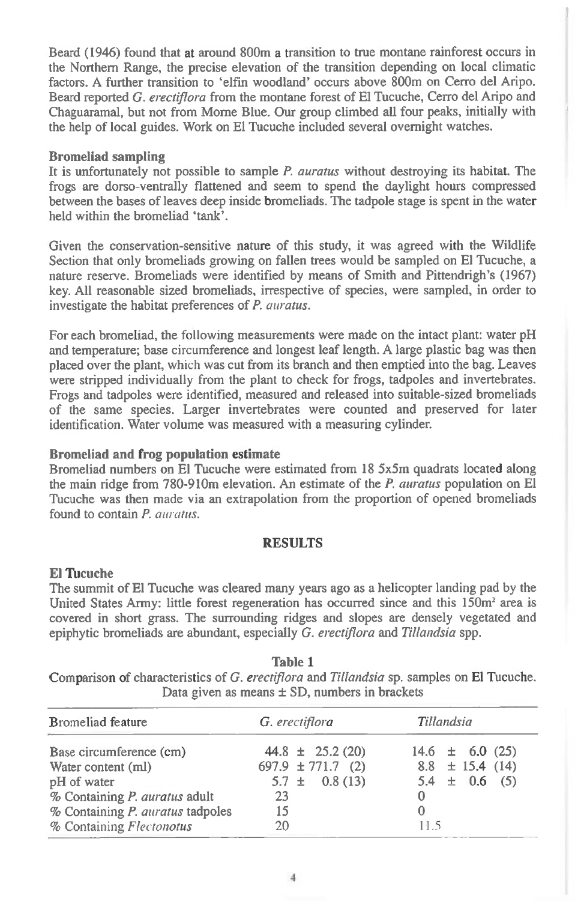Beard (1946) found that at around 800m a transition to true montane rainforest occurs in the Northern Range, the precise elevation of the transition depending on local climatic factors. A further transition to 'elfin woodland' occurs above 800m on Cerro del Aripo. Beard reported *G. erectiflora* from the montane forest of El Tucuche, Cerro del Aripo and Chaguaramal, but not from Morne Blue. Our group climbed all four peaks, initially with the help of local guides. Work on El Tucuche included several overnight watches.

### Bromeliad sampling

It is unfortunately not possible to sample *P. auratus* without destroying its habitat. The frogs are dorso-ventrally flattened and seem to spend the daylight hours compressed between the bases of leaves deep inside bromeliads. The tadpole stage is spent in the water held within the bromeliad 'tank'.

Given the conservation-sensitive nature of this study, it was agreed with the Wildlife Section that only bromeliads growing on fallen trees would be sampled on El Tucuche, a nature reserve. Bromeliads were identified by means of Smith and Pittendrigh's (1967) key. All reasonable sized bromeliads, irrespective of species, were sampled, in order to investigate the habitat preferences of *P. auratus*.

For each bromeliad, the following measurements were made on the intact plant: water pH and temperature; base circumference and longest leaf length. A large plastic bag was then placed over the plant, which was cut from its branch and then emptied into the bag. Leaves were stripped individually from the plant to check for frogs, tadpoles and invertebrates. Frogs and tadpoles were identified, measured and released into suitable-sized bromeliads of the same species. Larger invertebrates were counted and preserved for later identification. Water volume was measured with a measuring cylinder.

### Bromeliad and frog population estimate

Bromeliad numbers on El Tucuche were estimated from 18 5x5m quadrats located along the main ridge from 780-910m elevation. An estimate of the *P. auratus* population on El Tucuche was then made via an extrapolation from the proportion of opened bromeliads found to contain *P. auratus*.

## RESULTS

### El Tucuche

The summit of El Tucuche was cleared many years ago as a helicopter landing pad by the United States Army: little forest regeneration has occurred since and this 150m$^2$ area is covered in short grass. The surrounding ridges and slopes are densely vegetated and epiphytic bromeliads are abundant, especially *G. erectiflora* and *Tillandsia* spp.

**Table 1**

Comparison of characteristics of *G. erectiflora* and *Tillandsia* sp. samples on El Tucuche. Data given as means ± SD, numbers in brackets

| Bromeliad feature | *G. erectiflora* | *Tillandsia* |
|---|---|---|
| Base circumference (cm) | 44.8 ± 25.2 (20) | 14.6 ± 6.0 (25) |
| Water content (ml) | 697.9 ± 771.7 (2) | 8.8 ± 15.4 (14) |
| pH of water | 5.7 ± 0.8 (13) | 5.4 ± 0.6 (5) |
| % Containing *P. auratus* adult | 23 | 0 |
| % Containing *P. auratus* tadpoles | 15 | 0 |
| % Containing *Flectonotus* | 20 | 11.5 |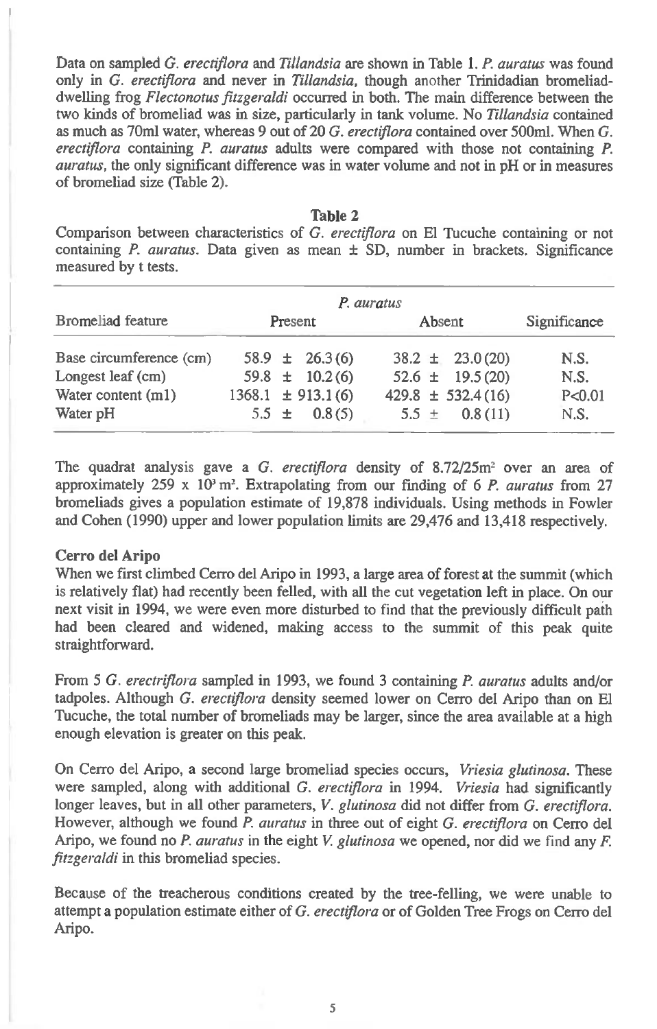Data on sampled *G. erectiflora* and *Tillandsia* are shown in Table 1. *P. auratus* was found only in *G. erectiflora* and never in *Tillandsia*, though another Trinidadian bromeliad-dwelling frog *Flectonotus fitzgeraldi* occurred in both. The main difference between the two kinds of bromeliad was in size, particularly in tank volume. No *Tillandsia* contained as much as 70ml water, whereas 9 out of 20 *G. erectiflora* contained over 500ml. When *G. erectiflora* containing *P. auratus* adults were compared with those not containing *P. auratus*, the only significant difference was in water volume and not in pH or in measures of bromeliad size (Table 2).

**Table 2**

Comparison between characteristics of *G. erectiflora* on El Tucuche containing or not containing *P. auratus*. Data given as mean ± SD, number in brackets. Significance measured by t tests.

| Bromeliad feature | *P. auratus* | | Significance |
|---|---|---|---|
| | Present | Absent | |
| Base circumference (cm) | 58.9 ± 26.3 (6) | 38.2 ± 23.0 (20) | N.S. |
| Longest leaf (cm) | 59.8 ± 10.2 (6) | 52.6 ± 19.5 (20) | N.S. |
| Water content (m1) | 1368.1 ± 913.1 (6) | 429.8 ± 532.4 (16) | P<0.01 |
| Water pH | 5.5 ± 0.8 (5) | 5.5 ± 0.8 (11) | N.S. |

The quadrat analysis gave a *G. erectiflora* density of $8.72/25m^2$ over an area of approximately $259 \times 10^3 m^2$. Extrapolating from our finding of 6 *P. auratus* from 27 bromeliads gives a population estimate of 19,878 individuals. Using methods in Fowler and Cohen (1990) upper and lower population limits are 29,476 and 13,418 respectively.

### Cerro del Aripo

When we first climbed Cerro del Aripo in 1993, a large area of forest at the summit (which is relatively flat) had recently been felled, with all the cut vegetation left in place. On our next visit in 1994, we were even more disturbed to find that the previously difficult path had been cleared and widened, making access to the summit of this peak quite straightforward.

From 5 *G. erectriflora* sampled in 1993, we found 3 containing *P. auratus* adults and/or tadpoles. Although *G. erectiflora* density seemed lower on Cerro del Aripo than on El Tucuche, the total number of bromeliads may be larger, since the area available at a high enough elevation is greater on this peak.

On Cerro del Aripo, a second large bromeliad species occurs, *Vriesia glutinosa*. These were sampled, along with additional *G. erectiflora* in 1994. *Vriesia* had significantly longer leaves, but in all other parameters, *V. glutinosa* did not differ from *G. erectiflora*. However, although we found *P. auratus* in three out of eight *G. erectiflora* on Cerro del Aripo, we found no *P. auratus* in the eight *V. glutinosa* we opened, nor did we find any *F. fitzgeraldi* in this bromeliad species.

Because of the treacherous conditions created by the tree-felling, we were unable to attempt a population estimate either of *G. erectiflora* or of Golden Tree Frogs on Cerro del Aripo.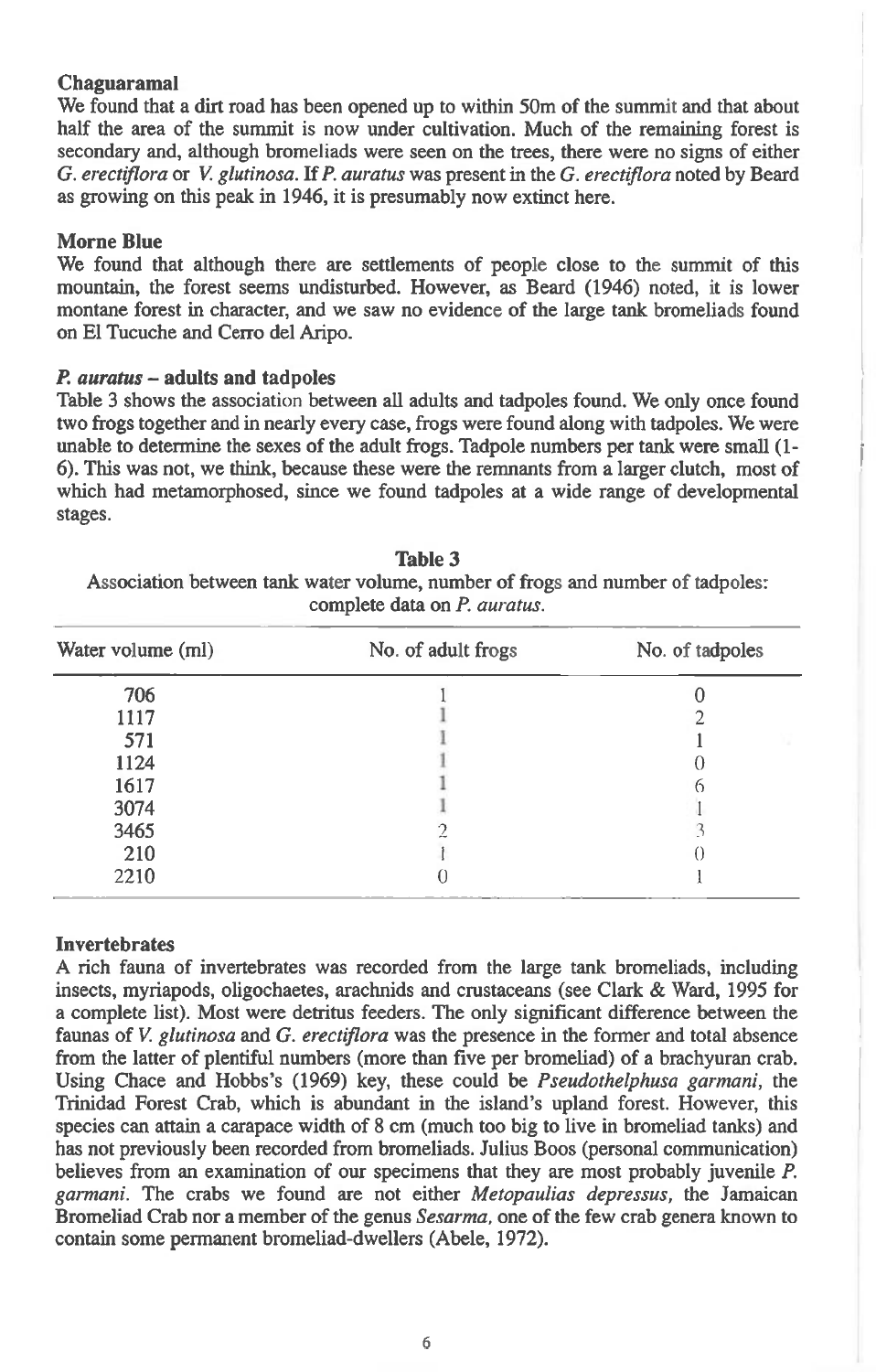### Chaguaramal

We found that a dirt road has been opened up to within 50m of the summit and that about half the area of the summit is now under cultivation. Much of the remaining forest is secondary and, although bromeliads were seen on the trees, there were no signs of either *G. erectiflora* or *V. glutinosa*. If *P. auratus* was present in the *G. erectiflora* noted by Beard as growing on this peak in 1946, it is presumably now extinct here.

### Morne Blue

We found that although there are settlements of people close to the summit of this mountain, the forest seems undisturbed. However, as Beard (1946) noted, it is lower montane forest in character, and we saw no evidence of the large tank bromeliads found on El Tucuche and Cerro del Aripo.

### *P. auratus* – adults and tadpoles

Table 3 shows the association between all adults and tadpoles found. We only once found two frogs together and in nearly every case, frogs were found along with tadpoles. We were unable to determine the sexes of the adult frogs. Tadpole numbers per tank were small (1-6). This was not, we think, because these were the remnants from a larger clutch, most of which had metamorphosed, since we found tadpoles at a wide range of developmental stages.

**Table 3**
Association between tank water volume, number of frogs and number of tadpoles: complete data on *P. auratus*.

| Water volume (ml) | No. of adult frogs | No. of tadpoles |
|---|---|---|
| 706 | 1 | 0 |
| 1117 | 1 | 2 |
| 571 | 1 | 1 |
| 1124 | 1 | 0 |
| 1617 | 1 | 6 |
| 3074 | 1 | 1 |
| 3465 | 2 | 3 |
| 210 | 1 | 0 |
| 2210 | 0 | 1 |

### Invertebrates

A rich fauna of invertebrates was recorded from the large tank bromeliads, including insects, myriapods, oligochaetes, arachnids and crustaceans (see Clark & Ward, 1995 for a complete list). Most were detritus feeders. The only significant difference between the faunas of *V. glutinosa* and *G. erectiflora* was the presence in the former and total absence from the latter of plentiful numbers (more than five per bromeliad) of a brachyuran crab. Using Chace and Hobbs's (1969) key, these could be *Pseudothelphusa garmani*, the Trinidad Forest Crab, which is abundant in the island's upland forest. However, this species can attain a carapace width of 8 cm (much too big to live in bromeliad tanks) and has not previously been recorded from bromeliads. Julius Boos (personal communication) believes from an examination of our specimens that they are most probably juvenile *P. garmani*. The crabs we found are not either *Metopaulias depressus*, the Jamaican Bromeliad Crab nor a member of the genus *Sesarma*, one of the few crab genera known to contain some permanent bromeliad-dwellers (Abele, 1972).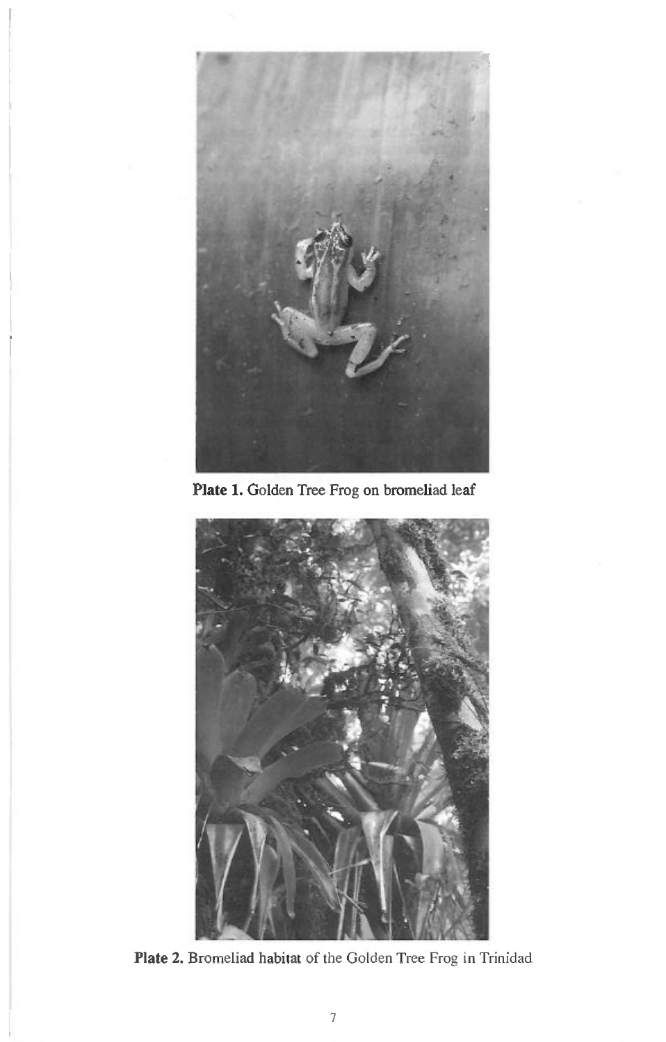**Plate 1.** Golden Tree Frog on bromeliad leaf

**Plate 2.** Bromeliad habitat of the Golden Tree Frog in Trinidad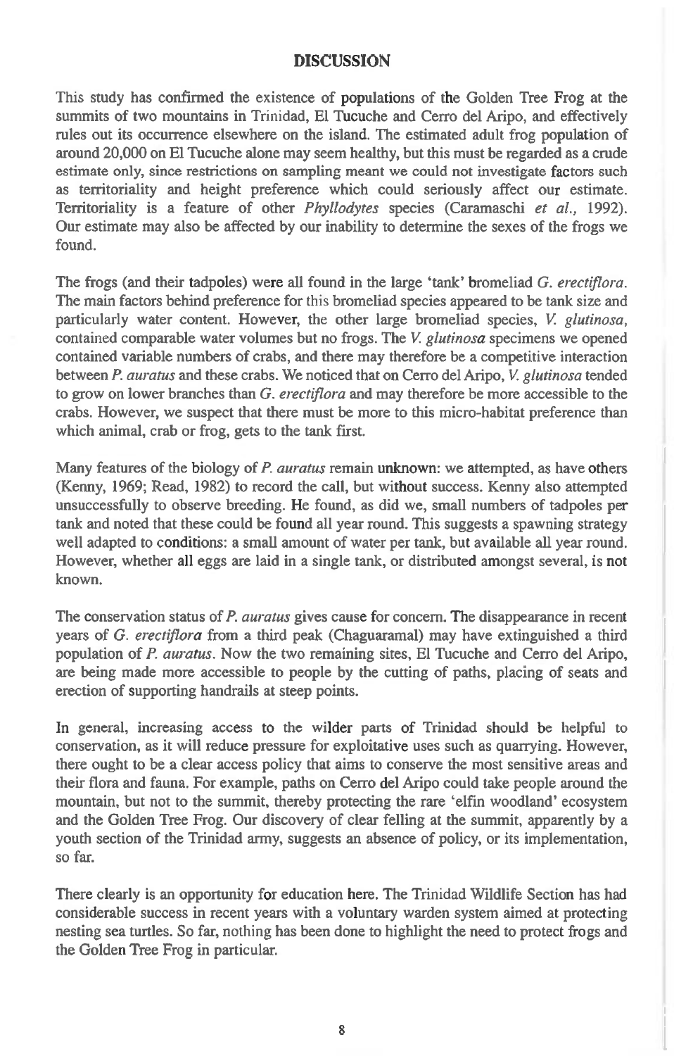## DISCUSSION

This study has confirmed the existence of populations of the Golden Tree Frog at the summits of two mountains in Trinidad, El Tucuche and Cerro del Aripo, and effectively rules out its occurrence elsewhere on the island. The estimated adult frog population of around 20,000 on El Tucuche alone may seem healthy, but this must be regarded as a crude estimate only, since restrictions on sampling meant we could not investigate factors such as territoriality and height preference which could seriously affect our estimate. Territoriality is a feature of other *Phyllodytes* species (Caramaschi *et al.*, 1992). Our estimate may also be affected by our inability to determine the sexes of the frogs we found.

The frogs (and their tadpoles) were all found in the large 'tank' bromeliad *G. erectiflora*. The main factors behind preference for this bromeliad species appeared to be tank size and particularly water content. However, the other large bromeliad species, *V. glutinosa*, contained comparable water volumes but no frogs. The *V. glutinosa* specimens we opened contained variable numbers of crabs, and there may therefore be a competitive interaction between *P. auratus* and these crabs. We noticed that on Cerro del Aripo, *V. glutinosa* tended to grow on lower branches than *G. erectiflora* and may therefore be more accessible to the crabs. However, we suspect that there must be more to this micro-habitat preference than which animal, crab or frog, gets to the tank first.

Many features of the biology of *P. auratus* remain unknown: we attempted, as have others (Kenny, 1969; Read, 1982) to record the call, but without success. Kenny also attempted unsuccessfully to observe breeding. He found, as did we, small numbers of tadpoles per tank and noted that these could be found all year round. This suggests a spawning strategy well adapted to conditions: a small amount of water per tank, but available all year round. However, whether all eggs are laid in a single tank, or distributed amongst several, is not known.

The conservation status of *P. auratus* gives cause for concern. The disappearance in recent years of *G. erectiflora* from a third peak (Chaguaramal) may have extinguished a third population of *P. auratus*. Now the two remaining sites, El Tucuche and Cerro del Aripo, are being made more accessible to people by the cutting of paths, placing of seats and erection of supporting handrails at steep points.

In general, increasing access to the wilder parts of Trinidad should be helpful to conservation, as it will reduce pressure for exploitative uses such as quarrying. However, there ought to be a clear access policy that aims to conserve the most sensitive areas and their flora and fauna. For example, paths on Cerro del Aripo could take people around the mountain, but not to the summit, thereby protecting the rare 'elfin woodland' ecosystem and the Golden Tree Frog. Our discovery of clear felling at the summit, apparently by a youth section of the Trinidad army, suggests an absence of policy, or its implementation, so far.

There clearly is an opportunity for education here. The Trinidad Wildlife Section has had considerable success in recent years with a voluntary warden system aimed at protecting nesting sea turtles. So far, nothing has been done to highlight the need to protect frogs and the Golden Tree Frog in particular.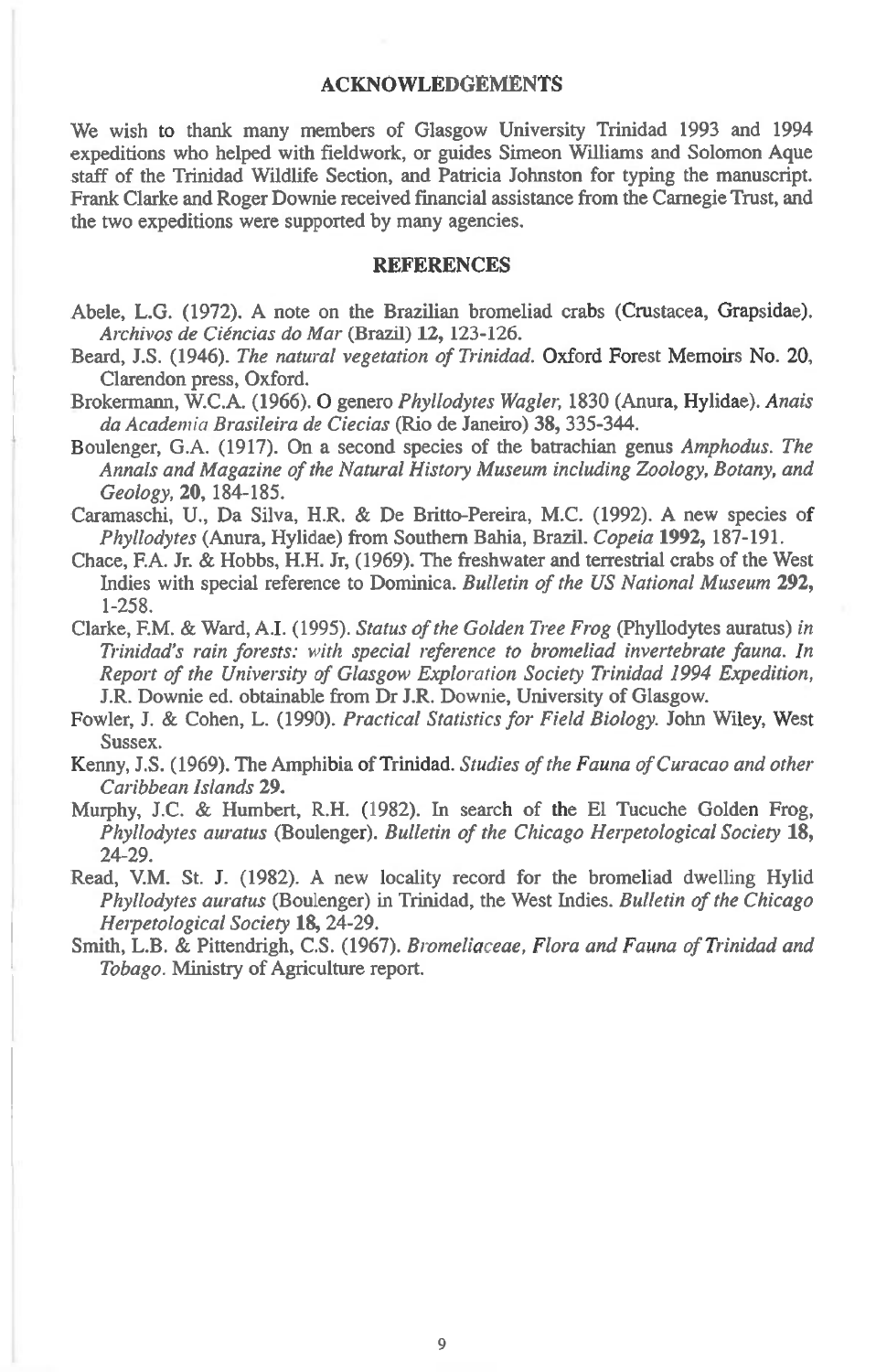## ACKNOWLEDGEMENTS

We wish to thank many members of Glasgow University Trinidad 1993 and 1994 expeditions who helped with fieldwork, or guides Simeon Williams and Solomon Aque staff of the Trinidad Wildlife Section, and Patricia Johnston for typing the manuscript. Frank Clarke and Roger Downie received financial assistance from the Carnegie Trust, and the two expeditions were supported by many agencies.

## REFERENCES

Abele, L.G. (1972). A note on the Brazilian bromeliad crabs (Crustacea, Grapsidae). *Archivos de Ciências do Mar* (Brazil) **12,** 123-126.

Beard, J.S. (1946). *The natural vegetation of Trinidad.* Oxford Forest Memoirs No. 20, Clarendon press, Oxford.

Brokermann, W.C.A. (1966). O genero *Phyllodytes Wagler,* 1830 (Anura, Hylidae). *Anais da Academia Brasileira de Ciecias* (Rio de Janeiro) **38,** 335-344.

Boulenger, G.A. (1917). On a second species of the batrachian genus *Amphodus. The Annals and Magazine of the Natural History Museum including Zoology, Botany, and Geology,* **20,** 184-185.

Caramaschi, U., Da Silva, H.R. & De Britto-Pereira, M.C. (1992). A new species of *Phyllodytes* (Anura, Hylidae) from Southern Bahia, Brazil. *Copeia* **1992,** 187-191.

Chace, F.A. Jr. & Hobbs, H.H. Jr, (1969). The freshwater and terrestrial crabs of the West Indies with special reference to Dominica. *Bulletin of the US National Museum* **292,** 1-258.

Clarke, F.M. & Ward, A.I. (1995). *Status of the Golden Tree Frog* (Phyllodytes auratus) *in Trinidad's rain forests: with special reference to bromeliad invertebrate fauna. In Report of the University of Glasgow Exploration Society Trinidad 1994 Expedition,* J.R. Downie ed. obtainable from Dr J.R. Downie, University of Glasgow.

Fowler, J. & Cohen, L. (1990). *Practical Statistics for Field Biology.* John Wiley, West Sussex.

Kenny, J.S. (1969). The Amphibia of Trinidad. *Studies of the Fauna of Curacao and other Caribbean Islands* **29.**

Murphy, J.C. & Humbert, R.H. (1982). In search of the El Tucuche Golden Frog, *Phyllodytes auratus* (Boulenger). *Bulletin of the Chicago Herpetological Society* **18,** 24-29.

Read, V.M. St. J. (1982). A new locality record for the bromeliad dwelling Hylid *Phyllodytes auratus* (Boulenger) in Trinidad, the West Indies. *Bulletin of the Chicago Herpetological Society* **18,** 24-29.

Smith, L.B. & Pittendrigh, C.S. (1967). *Bromeliaceae, Flora and Fauna of Trinidad and Tobago.* Ministry of Agriculture report.